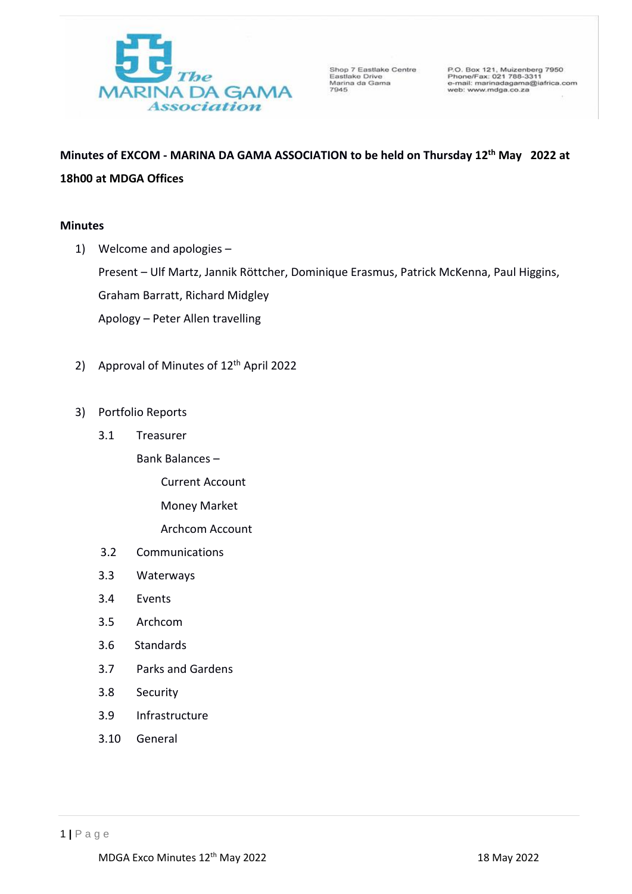The Marina da Gama Association

Shop 7 Eastlake Centre
Eastlake Drive
Marina da Gama
7945

P.O. Box 121, Muizenberg 7950
Phone/Fax: 021 788-3311
e-mail: marinadagama@iafrica.com
web: www.mdga.co.za

**Minutes of EXCOM - MARINA DA GAMA ASSOCIATION to be held on Thursday 12th May 2022 at 18h00 at MDGA Offices**

**Minutes**

1) Welcome and apologies –

   Present – Ulf Martz, Jannik Röttcher, Dominique Erasmus, Patrick McKenna, Paul Higgins, Graham Barratt, Richard Midgley

   Apology – Peter Allen travelling

2) Approval of Minutes of 12th April 2022

3) Portfolio Reports

   3.1 Treasurer

   Bank Balances –

   Current Account

   Money Market

   Archcom Account

   3.2 Communications

   3.3 Waterways

   3.4 Events

   3.5 Archcom

   3.6 Standards

   3.7 Parks and Gardens

   3.8 Security

   3.9 Infrastructure

   3.10 General

MDGA Exco Minutes 12th May 2022 18 May 2022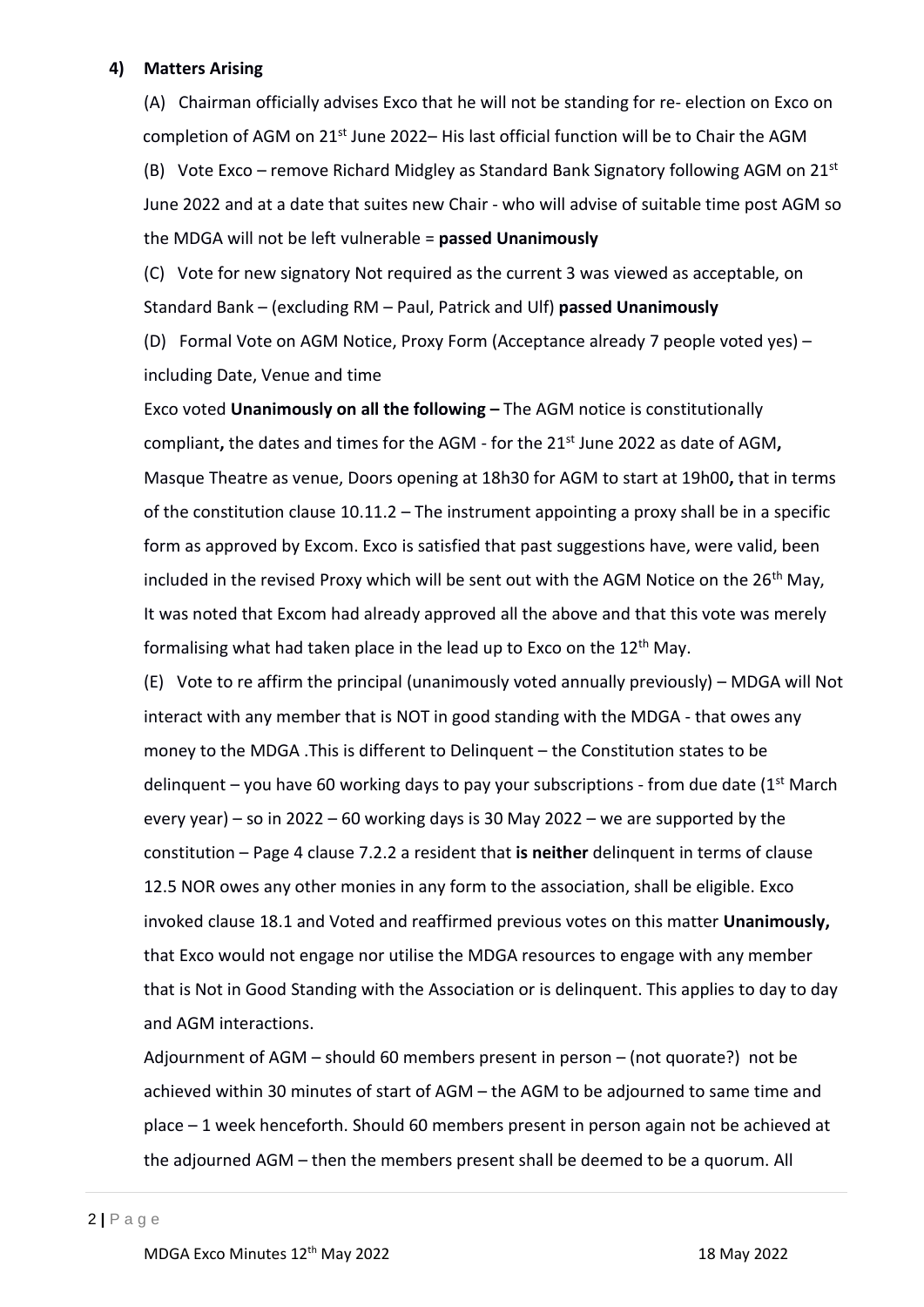**4) Matters Arising**

(A) Chairman officially advises Exco that he will not be standing for re- election on Exco on completion of AGM on 21st June 2022– His last official function will be to Chair the AGM

(B) Vote Exco – remove Richard Midgley as Standard Bank Signatory following AGM on 21st June 2022 and at a date that suites new Chair - who will advise of suitable time post AGM so the MDGA will not be left vulnerable = **passed Unanimously**

(C) Vote for new signatory Not required as the current 3 was viewed as acceptable, on Standard Bank – (excluding RM – Paul, Patrick and Ulf) **passed Unanimously**

(D) Formal Vote on AGM Notice, Proxy Form (Acceptance already 7 people voted yes) – including Date, Venue and time

Exco voted **Unanimously on all the following –** The AGM notice is constitutionally compliant**,** the dates and times for the AGM - for the 21st June 2022 as date of AGM**,** Masque Theatre as venue, Doors opening at 18h30 for AGM to start at 19h00**,** that in terms of the constitution clause 10.11.2 – The instrument appointing a proxy shall be in a specific form as approved by Excom. Exco is satisfied that past suggestions have, were valid, been included in the revised Proxy which will be sent out with the AGM Notice on the 26th May, It was noted that Excom had already approved all the above and that this vote was merely formalising what had taken place in the lead up to Exco on the 12th May.

(E) Vote to re affirm the principal (unanimously voted annually previously) – MDGA will Not interact with any member that is NOT in good standing with the MDGA - that owes any money to the MDGA .This is different to Delinquent – the Constitution states to be delinquent – you have 60 working days to pay your subscriptions - from due date (1st March every year) – so in 2022 – 60 working days is 30 May 2022 – we are supported by the constitution – Page 4 clause 7.2.2 a resident that **is neither** delinquent in terms of clause 12.5 NOR owes any other monies in any form to the association, shall be eligible. Exco invoked clause 18.1 and Voted and reaffirmed previous votes on this matter **Unanimously,** that Exco would not engage nor utilise the MDGA resources to engage with any member that is Not in Good Standing with the Association or is delinquent. This applies to day to day and AGM interactions.

Adjournment of AGM – should 60 members present in person – (not quorate?) not be achieved within 30 minutes of start of AGM – the AGM to be adjourned to same time and place – 1 week henceforth. Should 60 members present in person again not be achieved at the adjourned AGM – then the members present shall be deemed to be a quorum. All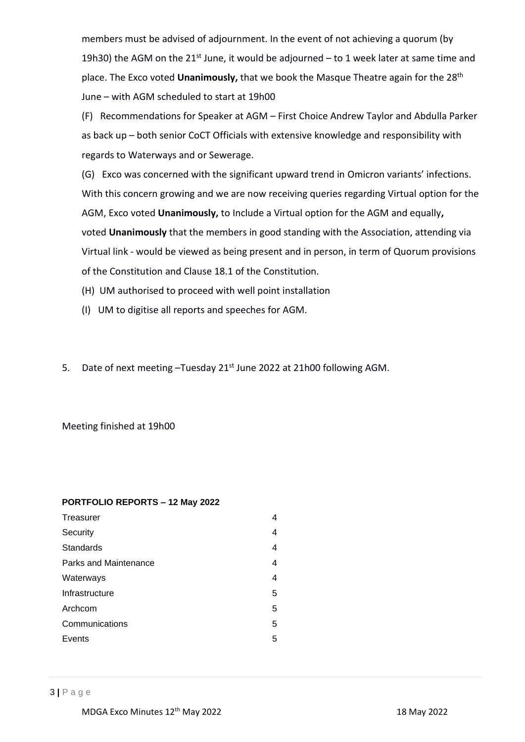members must be advised of adjournment. In the event of not achieving a quorum (by 19h30) the AGM on the 21st June, it would be adjourned – to 1 week later at same time and place. The Exco voted **Unanimously,** that we book the Masque Theatre again for the 28th June – with AGM scheduled to start at 19h00

(F) Recommendations for Speaker at AGM – First Choice Andrew Taylor and Abdulla Parker as back up – both senior CoCT Officials with extensive knowledge and responsibility with regards to Waterways and or Sewerage.

(G) Exco was concerned with the significant upward trend in Omicron variants' infections. With this concern growing and we are now receiving queries regarding Virtual option for the AGM, Exco voted **Unanimously,** to Include a Virtual option for the AGM and equally**,** voted **Unanimously** that the members in good standing with the Association, attending via Virtual link - would be viewed as being present and in person, in term of Quorum provisions of the Constitution and Clause 18.1 of the Constitution.

(H) UM authorised to proceed with well point installation

(I) UM to digitise all reports and speeches for AGM.

5. Date of next meeting –Tuesday 21st June 2022 at 21h00 following AGM.

Meeting finished at 19h00

**PORTFOLIO REPORTS – 12 May 2022**

| | |
|---|---|
| Treasurer | 4 |
| Security | 4 |
| Standards | 4 |
| Parks and Maintenance | 4 |
| Waterways | 4 |
| Infrastructure | 5 |
| Archcom | 5 |
| Communications | 5 |
| Events | 5 |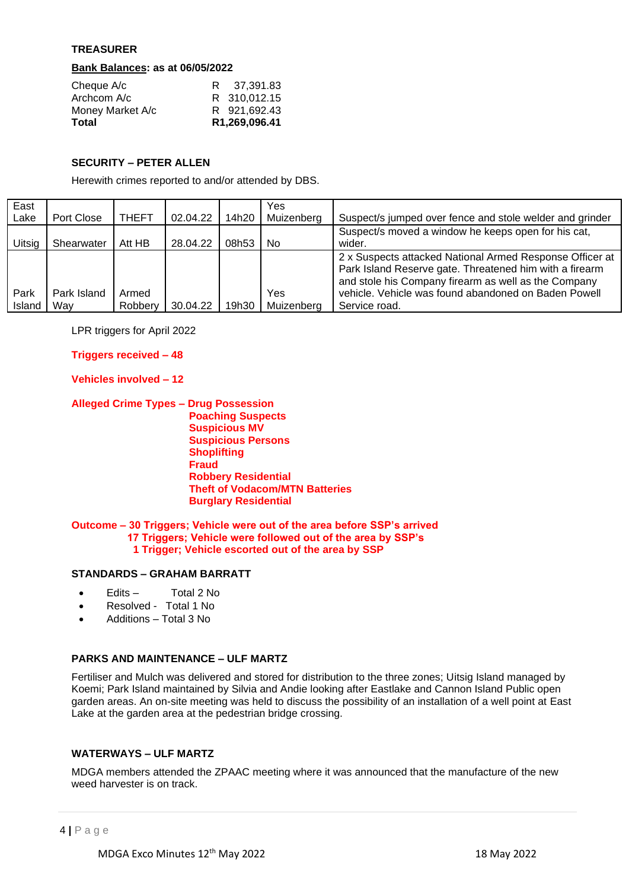### TREASURER

**Bank Balances: as at 06/05/2022**

| | |
|---|---|
| Cheque A/c | R 37,391.83 |
| Archcom A/c | R 310,012.15 |
| Money Market A/c | R 921,692.43 |
| **Total** | **R1,269,096.41** |

### SECURITY – PETER ALLEN

Herewith crimes reported to and/or attended by DBS.

| | | | | | | |
|---|---|---|---|---|---|---|
| East Lake | Port Close | THEFT | 02.04.22 | 14h20 | Yes Muizenberg | Suspect/s jumped over fence and stole welder and grinder |
| Uitsig | Shearwater | Att HB | 28.04.22 | 08h53 | No | Suspect/s moved a window he keeps open for his cat, wider. |
| Park Island | Park Island Way | Armed Robbery | 30.04.22 | 19h30 | Yes Muizenberg | 2 x Suspects attacked National Armed Response Officer at Park Island Reserve gate. Threatened him with a firearm and stole his Company firearm as well as the Company vehicle. Vehicle was found abandoned on Baden Powell Service road. |

LPR triggers for April 2022

**Triggers received – 48**

**Vehicles involved – 12**

**Alleged Crime Types – Drug Possession**
**Poaching Suspects**
**Suspicious MV**
**Suspicious Persons**
**Shoplifting**
**Fraud**
**Robbery Residential**
**Theft of Vodacom/MTN Batteries**
**Burglary Residential**

**Outcome – 30 Triggers; Vehicle were out of the area before SSP's arrived**
**17 Triggers; Vehicle were followed out of the area by SSP's**
**1 Trigger; Vehicle escorted out of the area by SSP**

### STANDARDS – GRAHAM BARRATT

- Edits – Total 2 No
- Resolved - Total 1 No
- Additions – Total 3 No

### PARKS AND MAINTENANCE – ULF MARTZ

Fertiliser and Mulch was delivered and stored for distribution to the three zones; Uitsig Island managed by Koemi; Park Island maintained by Silvia and Andie looking after Eastlake and Cannon Island Public open garden areas. An on-site meeting was held to discuss the possibility of an installation of a well point at East Lake at the garden area at the pedestrian bridge crossing.

### WATERWAYS – ULF MARTZ

MDGA members attended the ZPAAC meeting where it was announced that the manufacture of the new weed harvester is on track.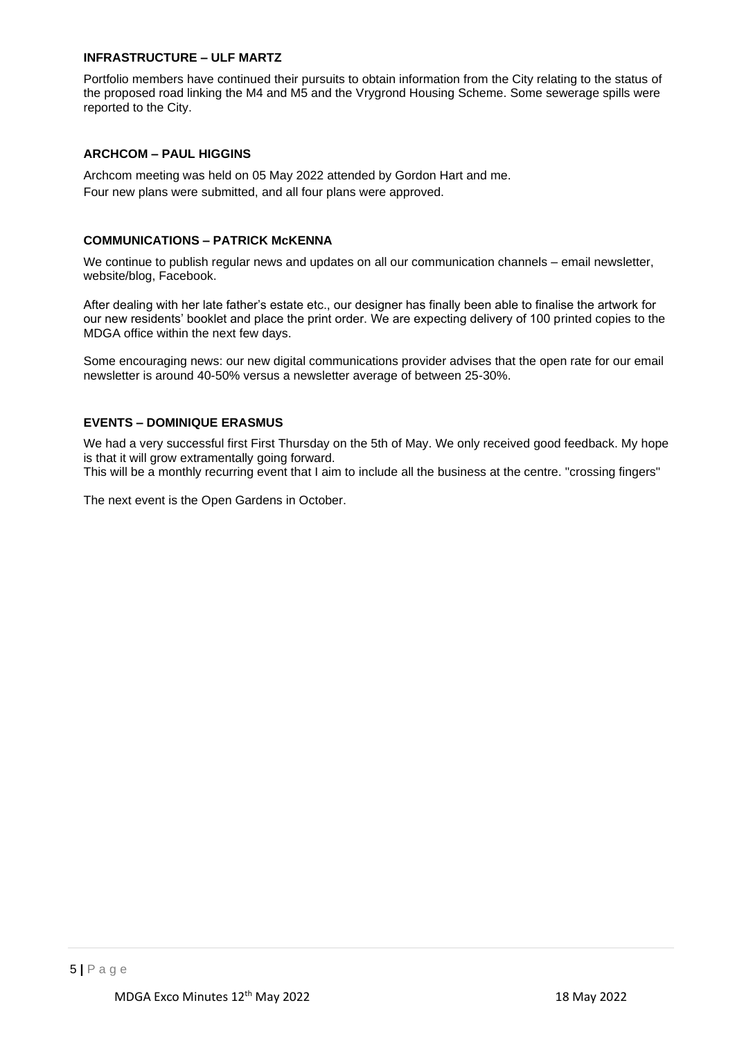**INFRASTRUCTURE – ULF MARTZ**

Portfolio members have continued their pursuits to obtain information from the City relating to the status of the proposed road linking the M4 and M5 and the Vrygrond Housing Scheme. Some sewerage spills were reported to the City.

**ARCHCOM – PAUL HIGGINS**

Archcom meeting was held on 05 May 2022 attended by Gordon Hart and me.
Four new plans were submitted, and all four plans were approved.

**COMMUNICATIONS – PATRICK McKENNA**

We continue to publish regular news and updates on all our communication channels – email newsletter, website/blog, Facebook.

After dealing with her late father's estate etc., our designer has finally been able to finalise the artwork for our new residents' booklet and place the print order. We are expecting delivery of 100 printed copies to the MDGA office within the next few days.

Some encouraging news: our new digital communications provider advises that the open rate for our email newsletter is around 40-50% versus a newsletter average of between 25-30%.

**EVENTS – DOMINIQUE ERASMUS**

We had a very successful first First Thursday on the 5th of May. We only received good feedback. My hope is that it will grow extramentally going forward.
This will be a monthly recurring event that I aim to include all the business at the centre. "crossing fingers"

The next event is the Open Gardens in October.